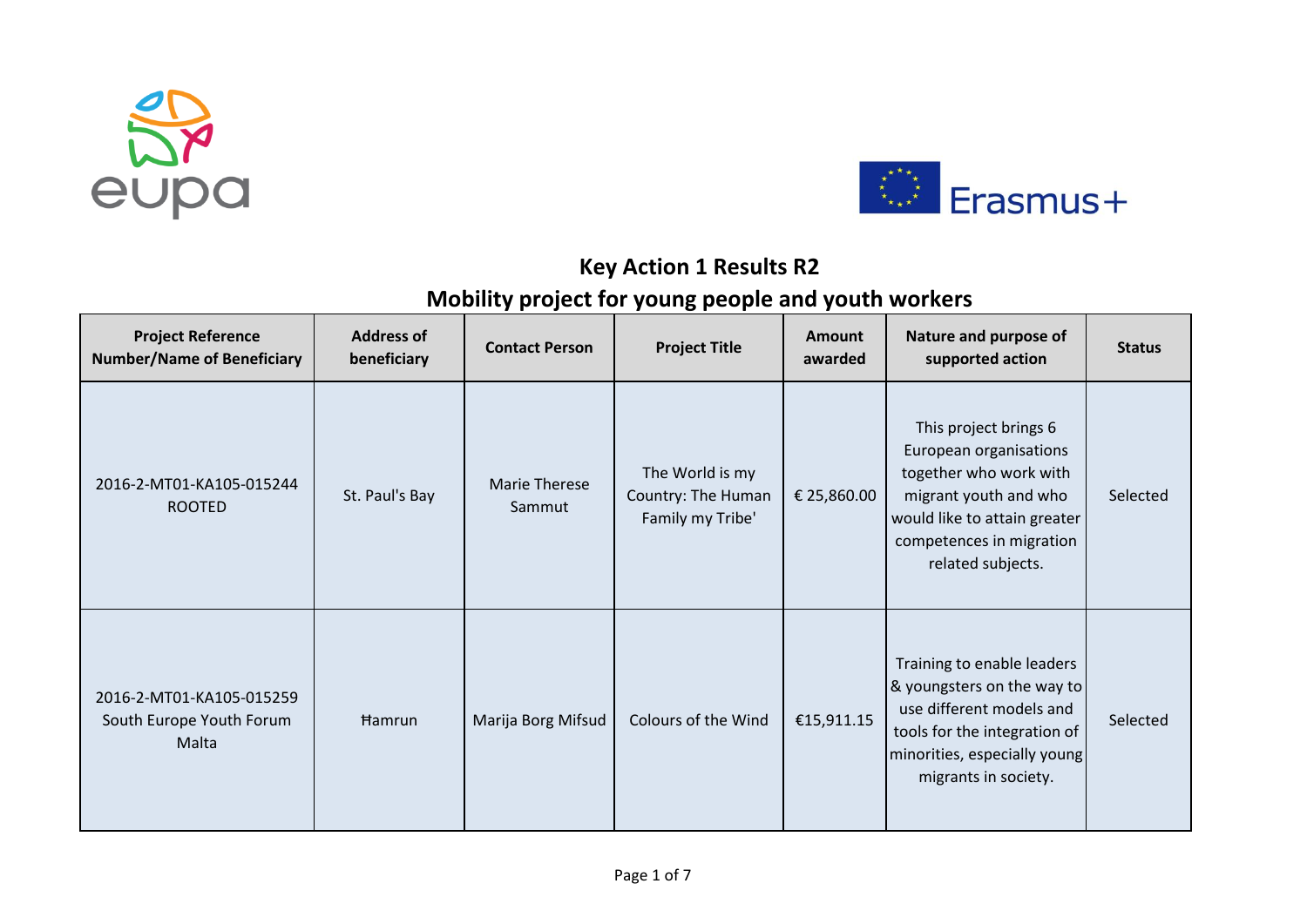# Key Action 1 Results R2

## Mobility project for young people and youth workers

| Project Reference Number/Name of Beneficiary | Address of beneficiary | Contact Person | Project Title | Amount awarded | Nature and purpose of supported action | Status |
|---|---|---|---|---|---|---|
| 2016-2-MT01-KA105-015244 ROOTED | St. Paul's Bay | Marie Therese Sammut | The World is my Country: The Human Family my Tribe' | € 25,860.00 | This project brings 6 European organisations together who work with migrant youth and who would like to attain greater competences in migration related subjects. | Selected |
| 2016-2-MT01-KA105-015259 South Europe Youth Forum Malta | Ħamrun | Marija Borg Mifsud | Colours of the Wind | €15,911.15 | Training to enable leaders & youngsters on the way to use different models and tools for the integration of minorities, especially young migrants in society. | Selected |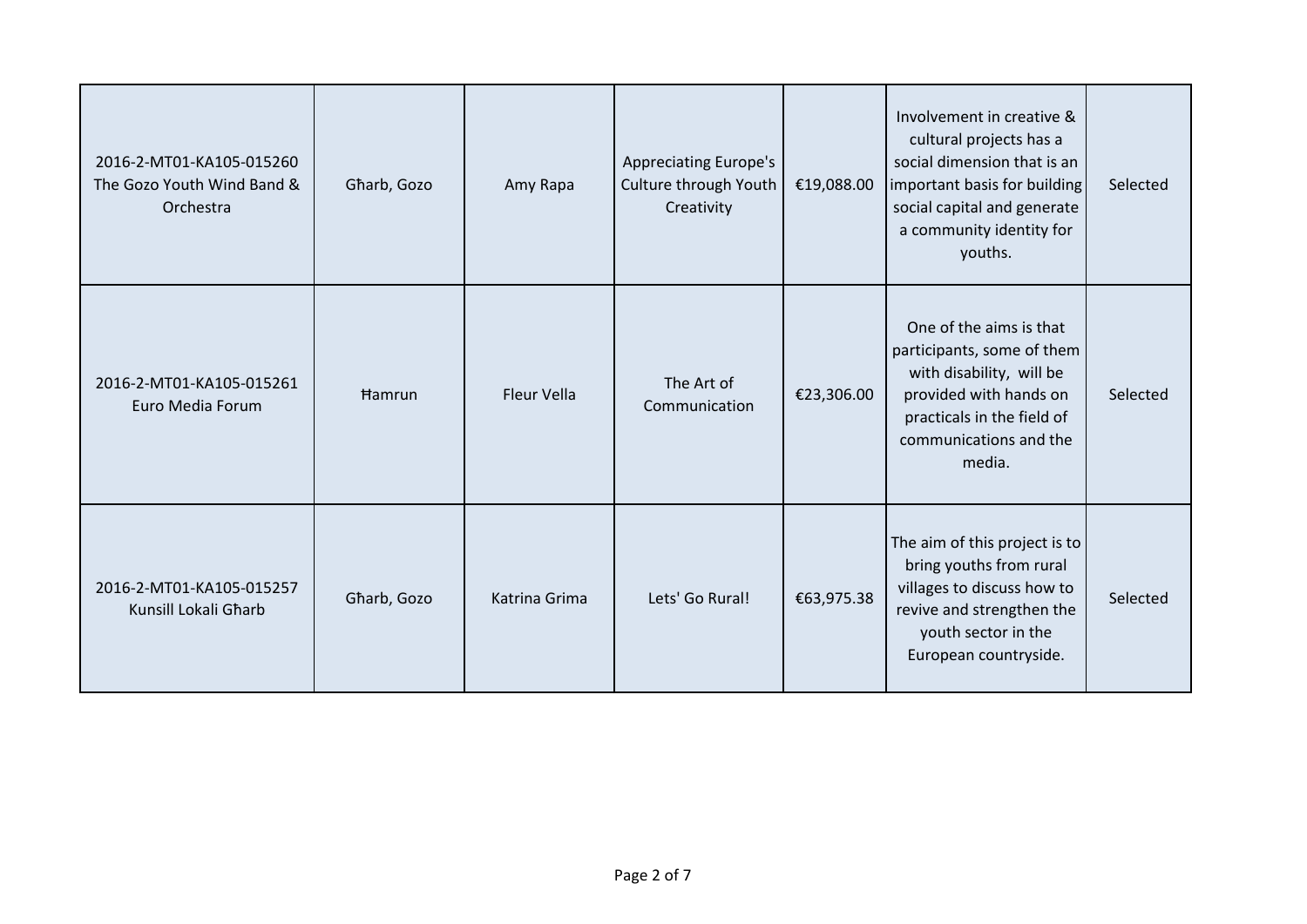| | | | | | | |
|---|---|---|---|---|---|---|
| 2016-2-MT01-KA105-015260 The Gozo Youth Wind Band & Orchestra | Għarb, Gozo | Amy Rapa | Appreciating Europe's Culture through Youth Creativity | €19,088.00 | Involvement in creative & cultural projects has a social dimension that is an important basis for building social capital and generate a community identity for youths. | Selected |
| 2016-2-MT01-KA105-015261 Euro Media Forum | Ħamrun | Fleur Vella | The Art of Communication | €23,306.00 | One of the aims is that participants, some of them with disability, will be provided with hands on practicals in the field of communications and the media. | Selected |
| 2016-2-MT01-KA105-015257 Kunsill Lokali Għarb | Għarb, Gozo | Katrina Grima | Lets' Go Rural! | €63,975.38 | The aim of this project is to bring youths from rural villages to discuss how to revive and strengthen the youth sector in the European countryside. | Selected |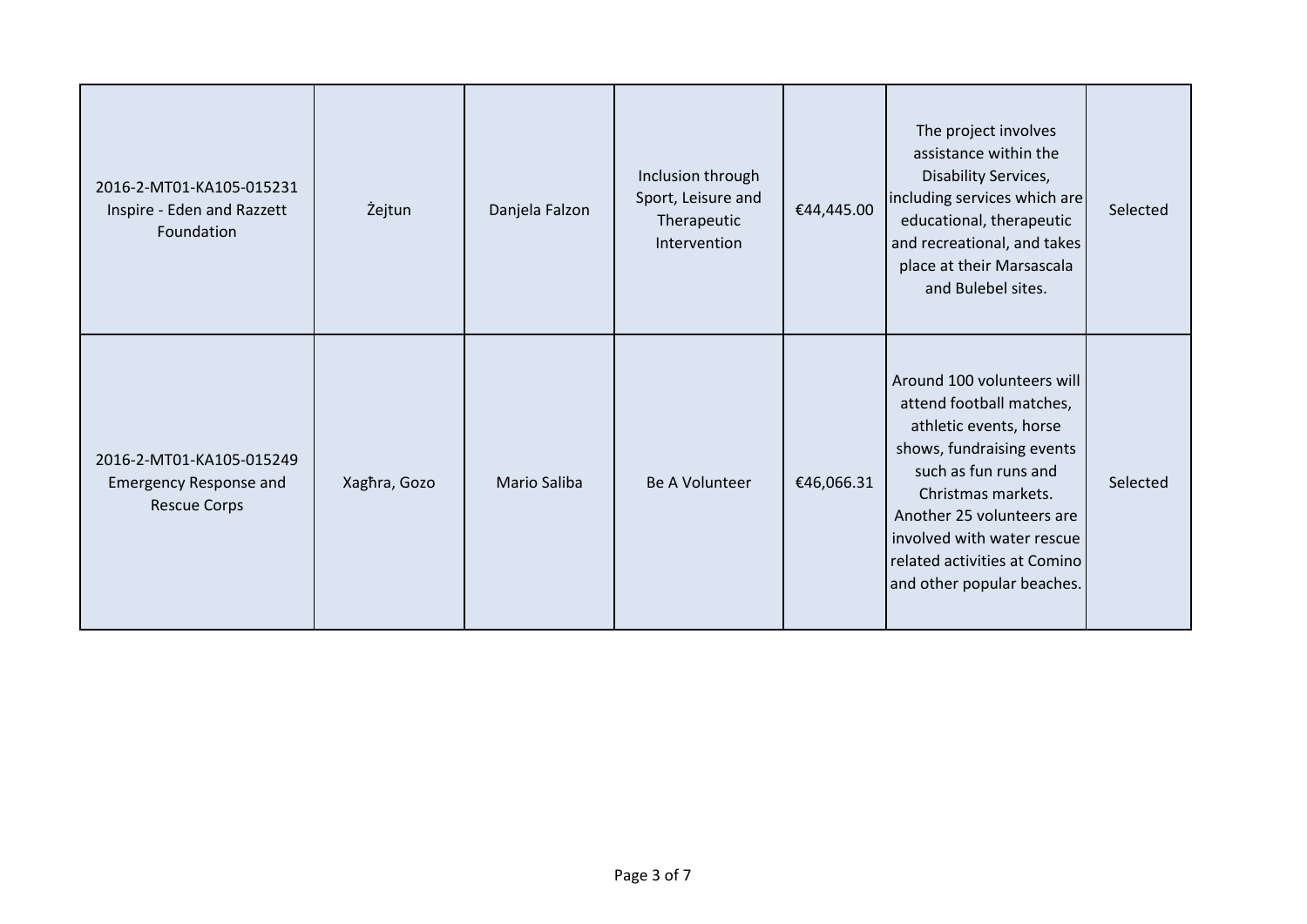| | | | | | | |
|---|---|---|---|---|---|---|
| 2016-2-MT01-KA105-015231 Inspire - Eden and Razzett Foundation | Żejtun | Danjela Falzon | Inclusion through Sport, Leisure and Therapeutic Intervention | €44,445.00 | The project involves assistance within the Disability Services, including services which are educational, therapeutic and recreational, and takes place at their Marsascala and Bulebel sites. | Selected |
| 2016-2-MT01-KA105-015249 Emergency Response and Rescue Corps | Xagħra, Gozo | Mario Saliba | Be A Volunteer | €46,066.31 | Around 100 volunteers will attend football matches, athletic events, horse shows, fundraising events such as fun runs and Christmas markets. Another 25 volunteers are involved with water rescue related activities at Comino and other popular beaches. | Selected |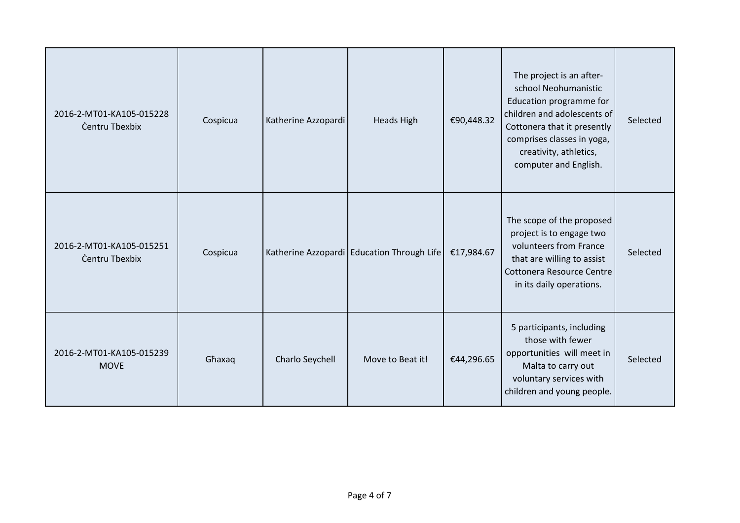| | | | | | | |
|---|---|---|---|---|---|---|
| 2016-2-MT01-KA105-015228 Ċentru Tbexbix | Cospicua | Katherine Azzopardi | Heads High | €90,448.32 | The project is an after-school Neohumanistic Education programme for children and adolescents of Cottonera that it presently comprises classes in yoga, creativity, athletics, computer and English. | Selected |
| 2016-2-MT01-KA105-015251 Ċentru Tbexbix | Cospicua | Katherine Azzopardi | Education Through Life | €17,984.67 | The scope of the proposed project is to engage two volunteers from France that are willing to assist Cottonera Resource Centre in its daily operations. | Selected |
| 2016-2-MT01-KA105-015239 MOVE | Għaxaq | Charlo Seychell | Move to Beat it! | €44,296.65 | 5 participants, including those with fewer opportunities will meet in Malta to carry out voluntary services with children and young people. | Selected |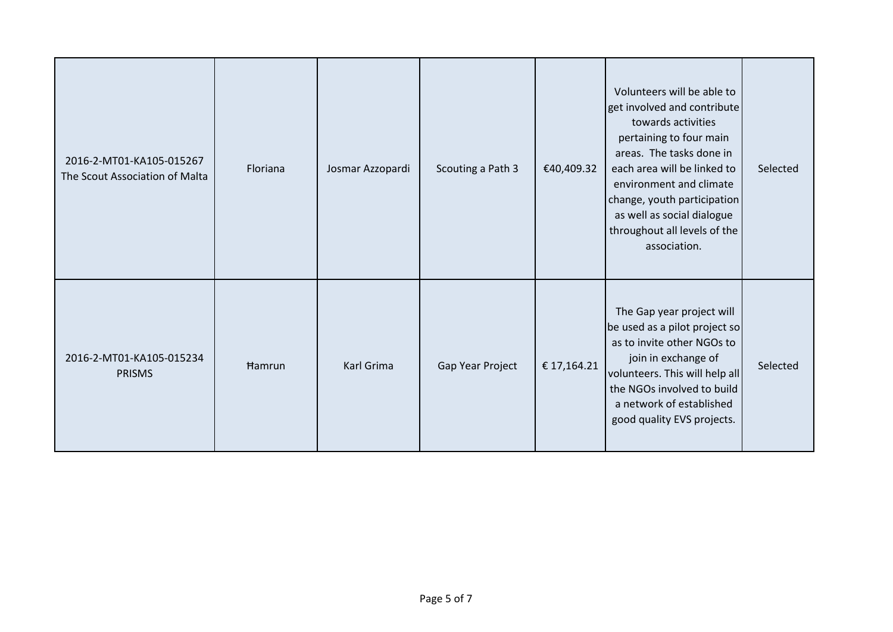| | | | | | | |
|---|---|---|---|---|---|---|
| 2016-2-MT01-KA105-015267 The Scout Association of Malta | Floriana | Josmar Azzopardi | Scouting a Path 3 | €40,409.32 | Volunteers will be able to get involved and contribute towards activities pertaining to four main areas. The tasks done in each area will be linked to environment and climate change, youth participation as well as social dialogue throughout all levels of the association. | Selected |
| 2016-2-MT01-KA105-015234 PRISMS | Ħamrun | Karl Grima | Gap Year Project | € 17,164.21 | The Gap year project will be used as a pilot project so as to invite other NGOs to join in exchange of volunteers. This will help all the NGOs involved to build a network of established good quality EVS projects. | Selected |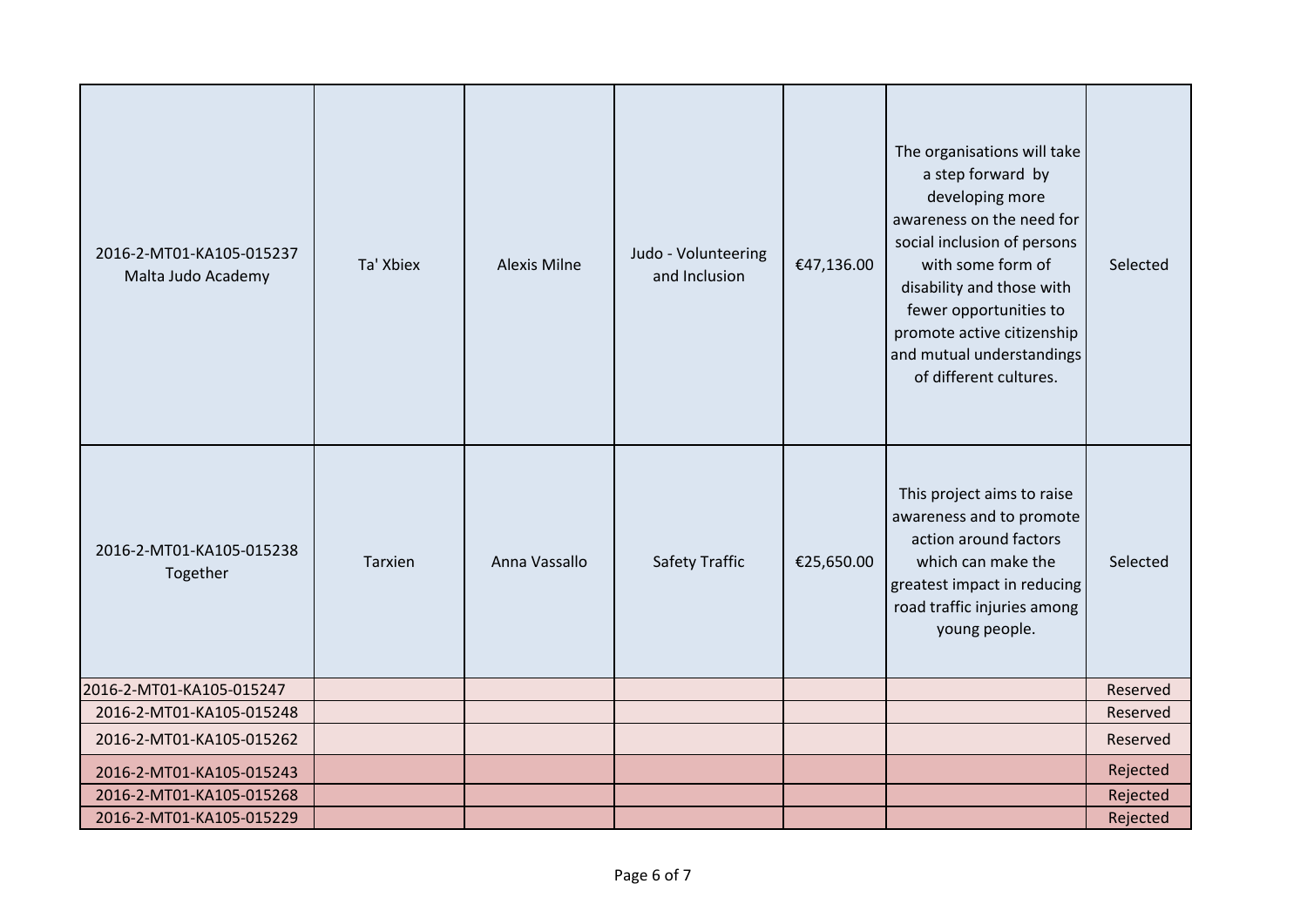| | | | | | | |
|---|---|---|---|---|---|---|
| 2016-2-MT01-KA105-015237 Malta Judo Academy | Ta' Xbiex | Alexis Milne | Judo - Volunteering and Inclusion | €47,136.00 | The organisations will take a step forward by developing more awareness on the need for social inclusion of persons with some form of disability and those with fewer opportunities to promote active citizenship and mutual understandings of different cultures. | Selected |
| 2016-2-MT01-KA105-015238 Together | Tarxien | Anna Vassallo | Safety Traffic | €25,650.00 | This project aims to raise awareness and to promote action around factors which can make the greatest impact in reducing road traffic injuries among young people. | Selected |
| 2016-2-MT01-KA105-015247 | | | | | | Reserved |
| 2016-2-MT01-KA105-015248 | | | | | | Reserved |
| 2016-2-MT01-KA105-015262 | | | | | | Reserved |
| 2016-2-MT01-KA105-015243 | | | | | | Rejected |
| 2016-2-MT01-KA105-015268 | | | | | | Rejected |
| 2016-2-MT01-KA105-015229 | | | | | | Rejected |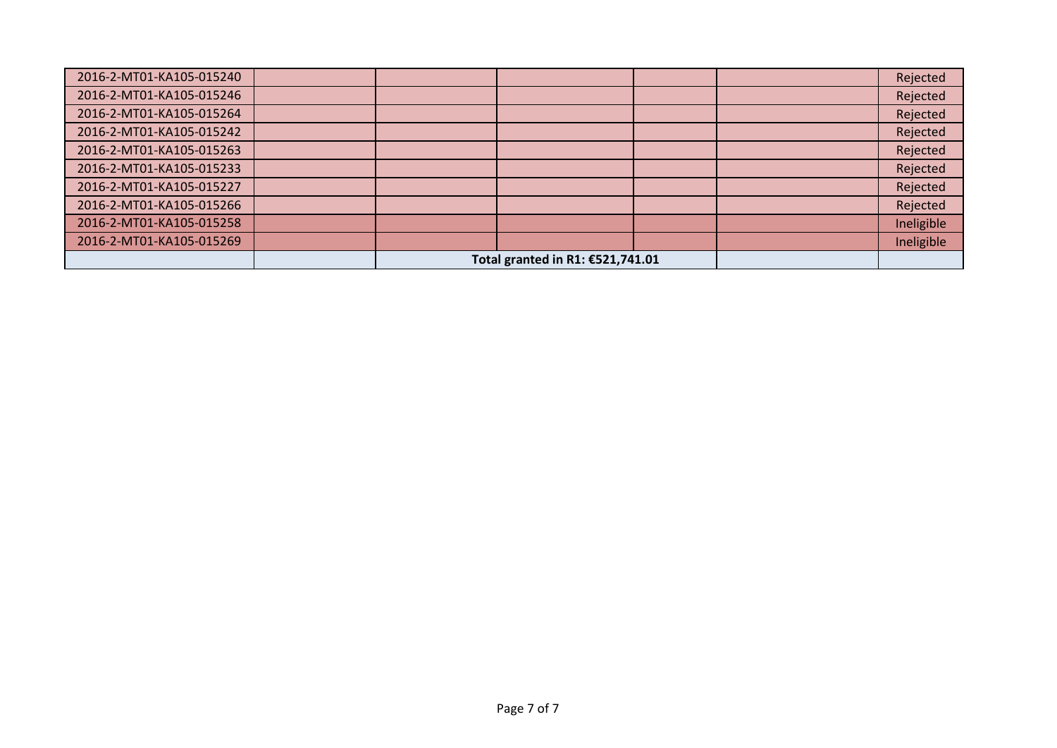| | | | | | | |
|---|---|---|---|---|---|---|
| 2016-2-MT01-KA105-015240 | | | | | | Rejected |
| 2016-2-MT01-KA105-015246 | | | | | | Rejected |
| 2016-2-MT01-KA105-015264 | | | | | | Rejected |
| 2016-2-MT01-KA105-015242 | | | | | | Rejected |
| 2016-2-MT01-KA105-015263 | | | | | | Rejected |
| 2016-2-MT01-KA105-015233 | | | | | | Rejected |
| 2016-2-MT01-KA105-015227 | | | | | | Rejected |
| 2016-2-MT01-KA105-015266 | | | | | | Rejected |
| 2016-2-MT01-KA105-015258 | | | | | | Ineligible |
| 2016-2-MT01-KA105-015269 | | | | | | Ineligible |
| | | **Total granted in R1: €521,741.01** | | | | |